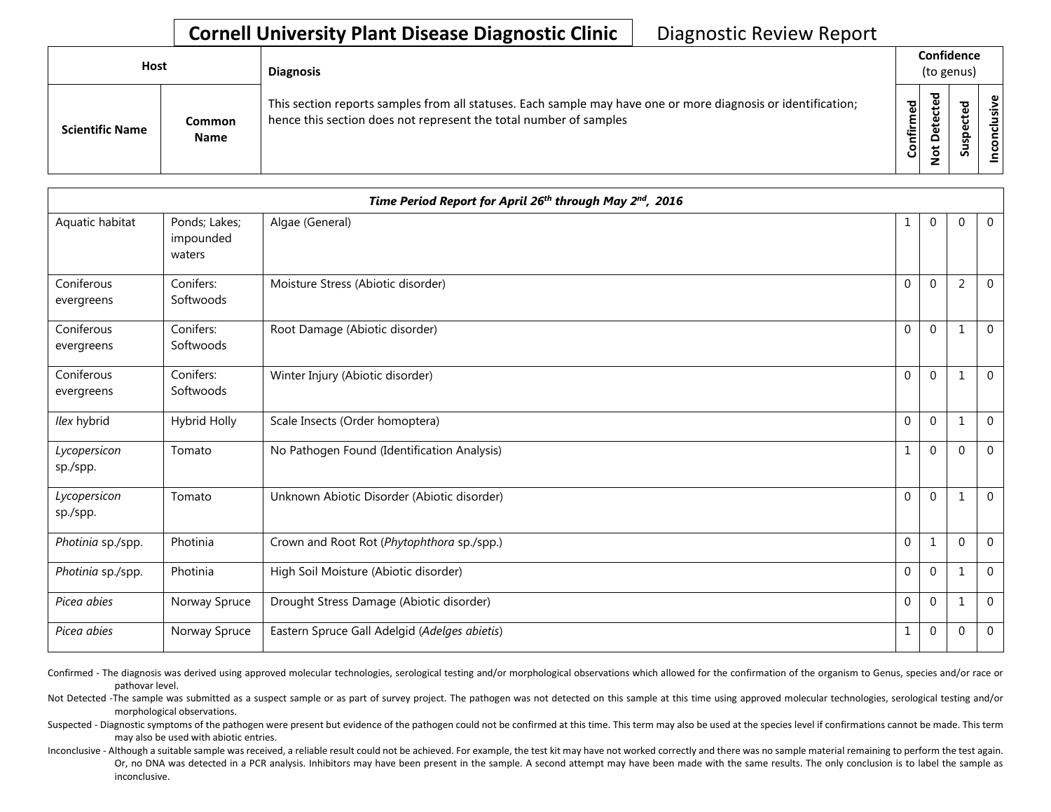# Cornell University Plant Disease Diagnostic Clinic

Diagnostic Review Report

| Host | | Diagnosis | Confidence (to genus) | | | |
|---|---|---|---|---|---|---|
| **Scientific Name** | **Common Name** | This section reports samples from all statuses. Each sample may have one or more diagnosis or identification; hence this section does not represent the total number of samples | **Confirmed** | **Not Detected** | **Suspected** | **Inconclusive** |
| ***Time Period Report for April 26th through May 2nd, 2016*** | | | | | | |
| Aquatic habitat | Ponds; Lakes; impounded waters | Algae (General) | 1 | 0 | 0 | 0 |
| Coniferous evergreens | Conifers: Softwoods | Moisture Stress (Abiotic disorder) | 0 | 0 | 2 | 0 |
| Coniferous evergreens | Conifers: Softwoods | Root Damage (Abiotic disorder) | 0 | 0 | 1 | 0 |
| Coniferous evergreens | Conifers: Softwoods | Winter Injury (Abiotic disorder) | 0 | 0 | 1 | 0 |
| *Ilex* hybrid | Hybrid Holly | Scale Insects (Order homoptera) | 0 | 0 | 1 | 0 |
| *Lycopersicon* sp./spp. | Tomato | No Pathogen Found (Identification Analysis) | 1 | 0 | 0 | 0 |
| *Lycopersicon* sp./spp. | Tomato | Unknown Abiotic Disorder (Abiotic disorder) | 0 | 0 | 1 | 0 |
| *Photinia* sp./spp. | Photinia | Crown and Root Rot (*Phytophthora* sp./spp.) | 0 | 1 | 0 | 0 |
| *Photinia* sp./spp. | Photinia | High Soil Moisture (Abiotic disorder) | 0 | 0 | 1 | 0 |
| *Picea abies* | Norway Spruce | Drought Stress Damage (Abiotic disorder) | 0 | 0 | 1 | 0 |
| *Picea abies* | Norway Spruce | Eastern Spruce Gall Adelgid (*Adelges abietis*) | 1 | 0 | 0 | 0 |

Confirmed - The diagnosis was derived using approved molecular technologies, serological testing and/or morphological observations which allowed for the confirmation of the organism to Genus, species and/or race or pathovar level.

Not Detected -The sample was submitted as a suspect sample or as part of survey project. The pathogen was not detected on this sample at this time using approved molecular technologies, serological testing and/or morphological observations.

Suspected - Diagnostic symptoms of the pathogen were present but evidence of the pathogen could not be confirmed at this time. This term may also be used at the species level if confirmations cannot be made. This term may also be used with abiotic entries.

Inconclusive - Although a suitable sample was received, a reliable result could not be achieved. For example, the test kit may have not worked correctly and there was no sample material remaining to perform the test again. Or, no DNA was detected in a PCR analysis. Inhibitors may have been present in the sample. A second attempt may have been made with the same results. The only conclusion is to label the sample as inconclusive.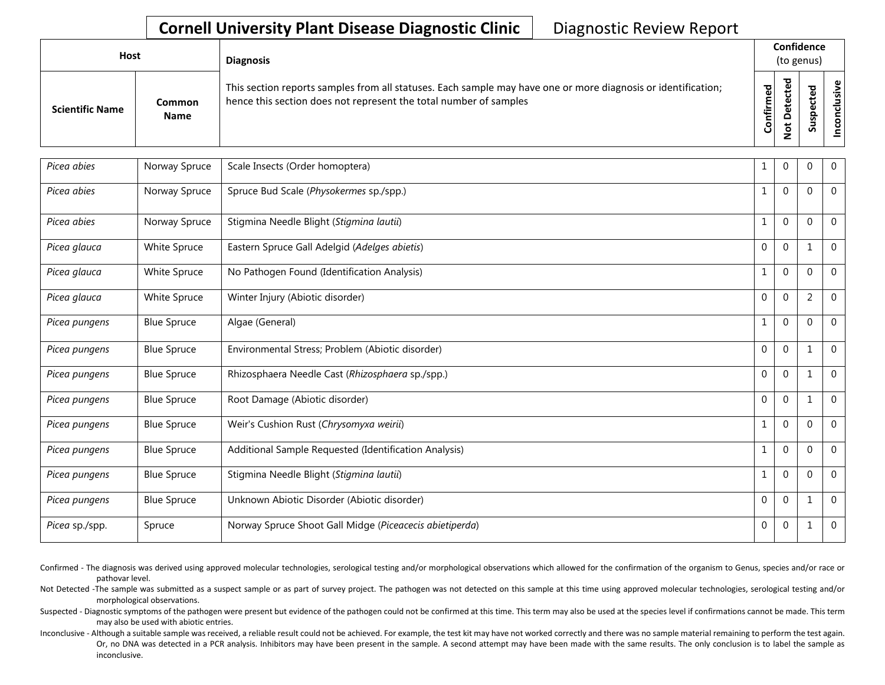## Cornell University Plant Disease Diagnostic Clinic

Diagnostic Review Report

| Host | | Diagnosis | Confidence (to genus) | | | |
|---|---|---|---|---|---|---|
| Scientific Name | Common Name | This section reports samples from all statuses. Each sample may have one or more diagnosis or identification; hence this section does not represent the total number of samples | Confirmed | Not Detected | Suspected | Inconclusive |
| *Picea abies* | Norway Spruce | Scale Insects (Order homoptera) | 1 | 0 | 0 | 0 |
| *Picea abies* | Norway Spruce | Spruce Bud Scale (*Physokermes* sp./spp.) | 1 | 0 | 0 | 0 |
| *Picea abies* | Norway Spruce | Stigmina Needle Blight (*Stigmina lautii*) | 1 | 0 | 0 | 0 |
| *Picea glauca* | White Spruce | Eastern Spruce Gall Adelgid (*Adelges abietis*) | 0 | 0 | 1 | 0 |
| *Picea glauca* | White Spruce | No Pathogen Found (Identification Analysis) | 1 | 0 | 0 | 0 |
| *Picea glauca* | White Spruce | Winter Injury (Abiotic disorder) | 0 | 0 | 2 | 0 |
| *Picea pungens* | Blue Spruce | Algae (General) | 1 | 0 | 0 | 0 |
| *Picea pungens* | Blue Spruce | Environmental Stress; Problem (Abiotic disorder) | 0 | 0 | 1 | 0 |
| *Picea pungens* | Blue Spruce | Rhizosphaera Needle Cast (*Rhizosphaera* sp./spp.) | 0 | 0 | 1 | 0 |
| *Picea pungens* | Blue Spruce | Root Damage (Abiotic disorder) | 0 | 0 | 1 | 0 |
| *Picea pungens* | Blue Spruce | Weir's Cushion Rust (*Chrysomyxa weirii*) | 1 | 0 | 0 | 0 |
| *Picea pungens* | Blue Spruce | Additional Sample Requested (Identification Analysis) | 1 | 0 | 0 | 0 |
| *Picea pungens* | Blue Spruce | Stigmina Needle Blight (*Stigmina lautii*) | 1 | 0 | 0 | 0 |
| *Picea pungens* | Blue Spruce | Unknown Abiotic Disorder (Abiotic disorder) | 0 | 0 | 1 | 0 |
| *Picea* sp./spp. | Spruce | Norway Spruce Shoot Gall Midge (*Piceacecis abietiperda*) | 0 | 0 | 1 | 0 |

Confirmed - The diagnosis was derived using approved molecular technologies, serological testing and/or morphological observations which allowed for the confirmation of the organism to Genus, species and/or race or pathovar level.

Not Detected -The sample was submitted as a suspect sample or as part of survey project. The pathogen was not detected on this sample at this time using approved molecular technologies, serological testing and/or morphological observations.

Suspected - Diagnostic symptoms of the pathogen were present but evidence of the pathogen could not be confirmed at this time. This term may also be used at the species level if confirmations cannot be made. This term may also be used with abiotic entries.

Inconclusive - Although a suitable sample was received, a reliable result could not be achieved. For example, the test kit may have not worked correctly and there was no sample material remaining to perform the test again. Or, no DNA was detected in a PCR analysis. Inhibitors may have been present in the sample. A second attempt may have been made with the same results. The only conclusion is to label the sample as inconclusive.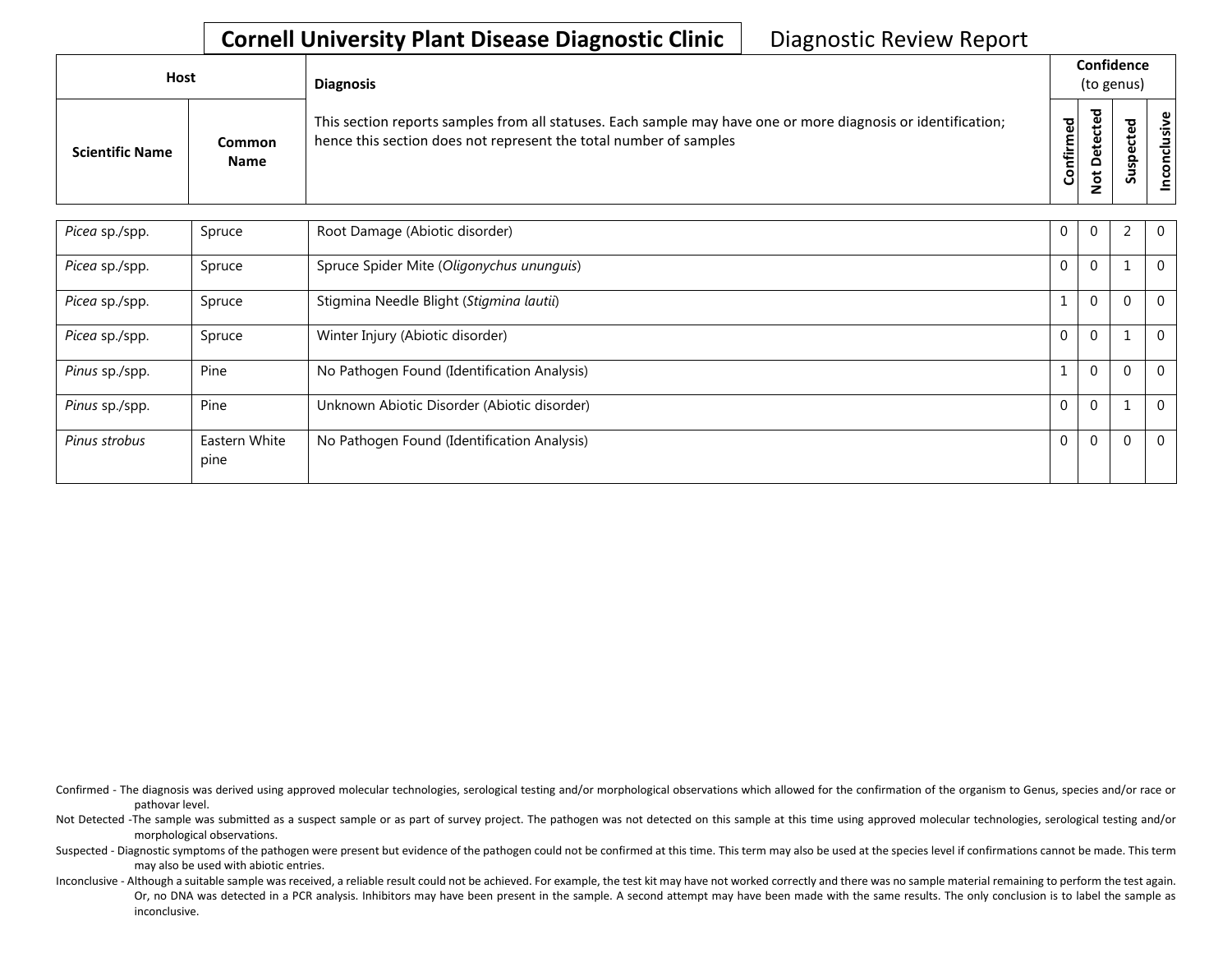# Cornell University Plant Disease Diagnostic Clinic

Diagnostic Review Report

| Host | | Diagnosis | Confidence (to genus) | | | |
|---|---|---|---|---|---|---|
| **Scientific Name** | **Common Name** | This section reports samples from all statuses. Each sample may have one or more diagnosis or identification; hence this section does not represent the total number of samples | **Confirmed** | **Not Detected** | **Suspected** | **Inconclusive** |
| *Picea* sp./spp. | Spruce | Root Damage (Abiotic disorder) | 0 | 0 | 2 | 0 |
| *Picea* sp./spp. | Spruce | Spruce Spider Mite (*Oligonychus ununguis*) | 0 | 0 | 1 | 0 |
| *Picea* sp./spp. | Spruce | Stigmina Needle Blight (*Stigmina lautii*) | 1 | 0 | 0 | 0 |
| *Picea* sp./spp. | Spruce | Winter Injury (Abiotic disorder) | 0 | 0 | 1 | 0 |
| *Pinus* sp./spp. | Pine | No Pathogen Found (Identification Analysis) | 1 | 0 | 0 | 0 |
| *Pinus* sp./spp. | Pine | Unknown Abiotic Disorder (Abiotic disorder) | 0 | 0 | 1 | 0 |
| *Pinus strobus* | Eastern White pine | No Pathogen Found (Identification Analysis) | 0 | 0 | 0 | 0 |

Confirmed - The diagnosis was derived using approved molecular technologies, serological testing and/or morphological observations which allowed for the confirmation of the organism to Genus, species and/or race or pathovar level.

Not Detected -The sample was submitted as a suspect sample or as part of survey project. The pathogen was not detected on this sample at this time using approved molecular technologies, serological testing and/or morphological observations.

Suspected - Diagnostic symptoms of the pathogen were present but evidence of the pathogen could not be confirmed at this time. This term may also be used at the species level if confirmations cannot be made. This term may also be used with abiotic entries.

Inconclusive - Although a suitable sample was received, a reliable result could not be achieved. For example, the test kit may have not worked correctly and there was no sample material remaining to perform the test again. Or, no DNA was detected in a PCR analysis. Inhibitors may have been present in the sample. A second attempt may have been made with the same results. The only conclusion is to label the sample as inconclusive.